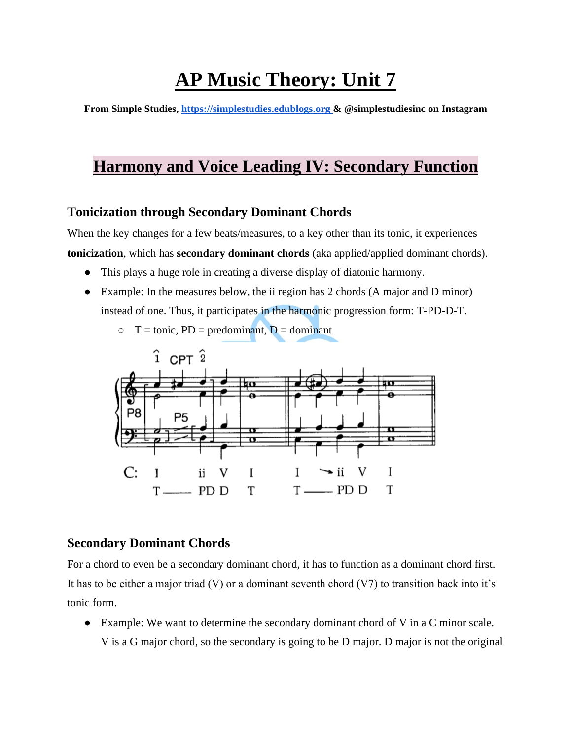# AP Music Theory: Unit 7

**From Simple Studies, https://simplestudies.edublogs.org & @simplestudiesinc on Instagram**

## Harmony and Voice Leading IV: Secondary Function

### Tonicization through Secondary Dominant Chords

When the key changes for a few beats/measures, to a key other than its tonic, it experiences **tonicization**, which has **secondary dominant chords** (aka applied/applied dominant chords).

- This plays a huge role in creating a diverse display of diatonic harmony.
- Example: In the measures below, the ii region has 2 chords (A major and D minor) instead of one. Thus, it participates in the harmonic progression form: T-PD-D-T.
  - T = tonic, PD = predominant, D = dominant

### Secondary Dominant Chords

For a chord to even be a secondary dominant chord, it has to function as a dominant chord first. It has to be either a major triad (V) or a dominant seventh chord (V7) to transition back into it's tonic form.

- Example: We want to determine the secondary dominant chord of V in a C minor scale. V is a G major chord, so the secondary is going to be D major. D major is not the original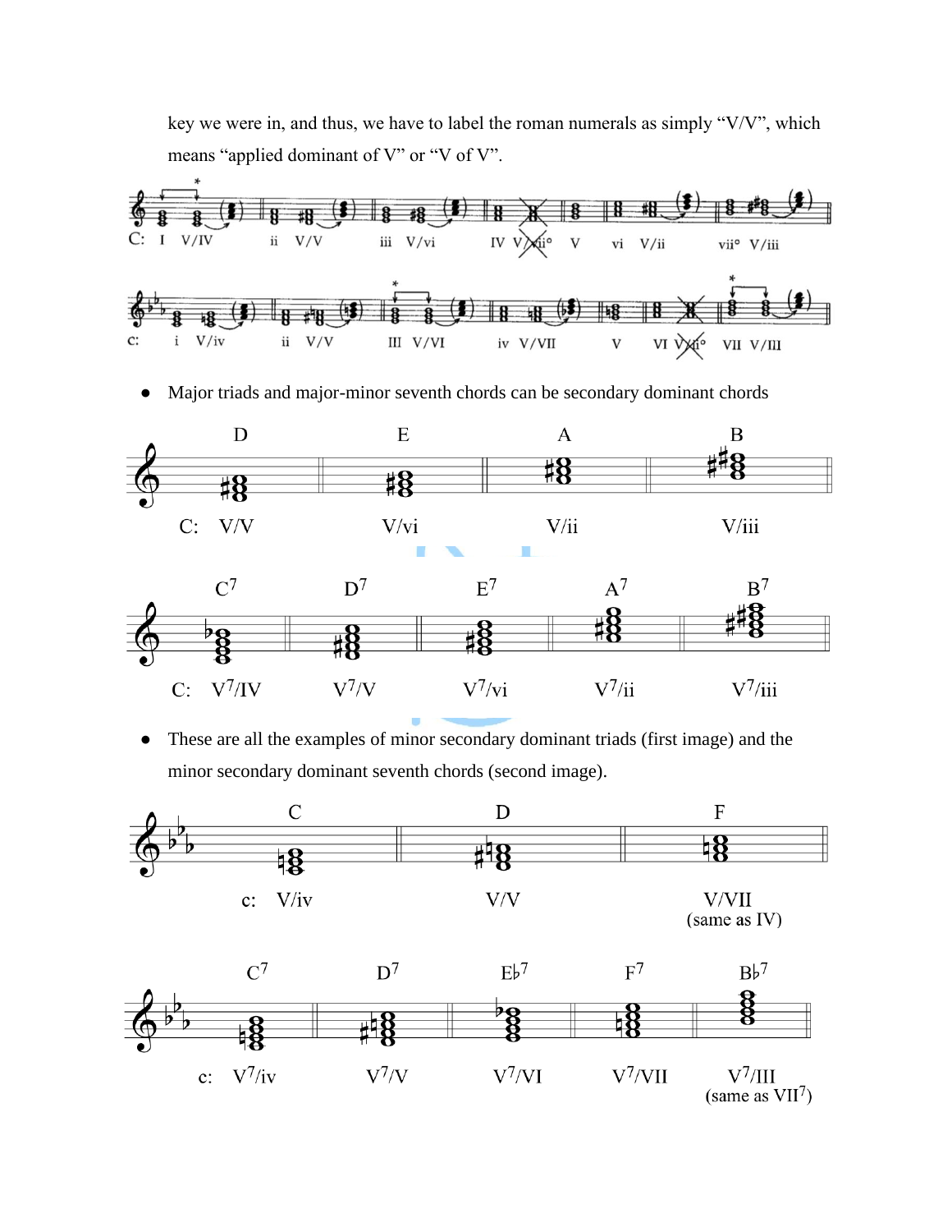key we were in, and thus, we have to label the roman numerals as simply “V/V”, which means “applied dominant of V” or “V of V”.

- Major triads and major-minor seventh chords can be secondary dominant chords

- These are all the examples of minor secondary dominant triads (first image) and the minor secondary dominant seventh chords (second image).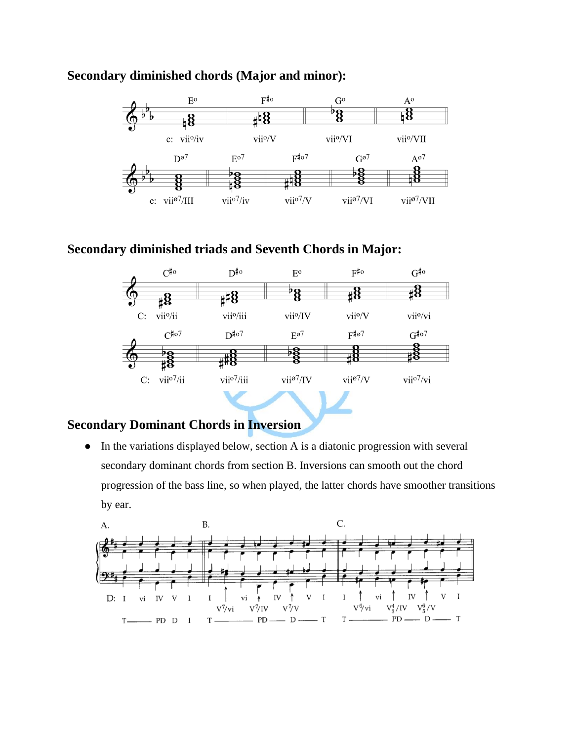### Secondary diminished chords (Major and minor):

### Secondary diminished triads and Seventh Chords in Major:

### Secondary Dominant Chords in Inversion

- In the variations displayed below, section A is a diatonic progression with several secondary dominant chords from section B. Inversions can smooth out the chord progression of the bass line, so when played, the latter chords have smoother transitions by ear.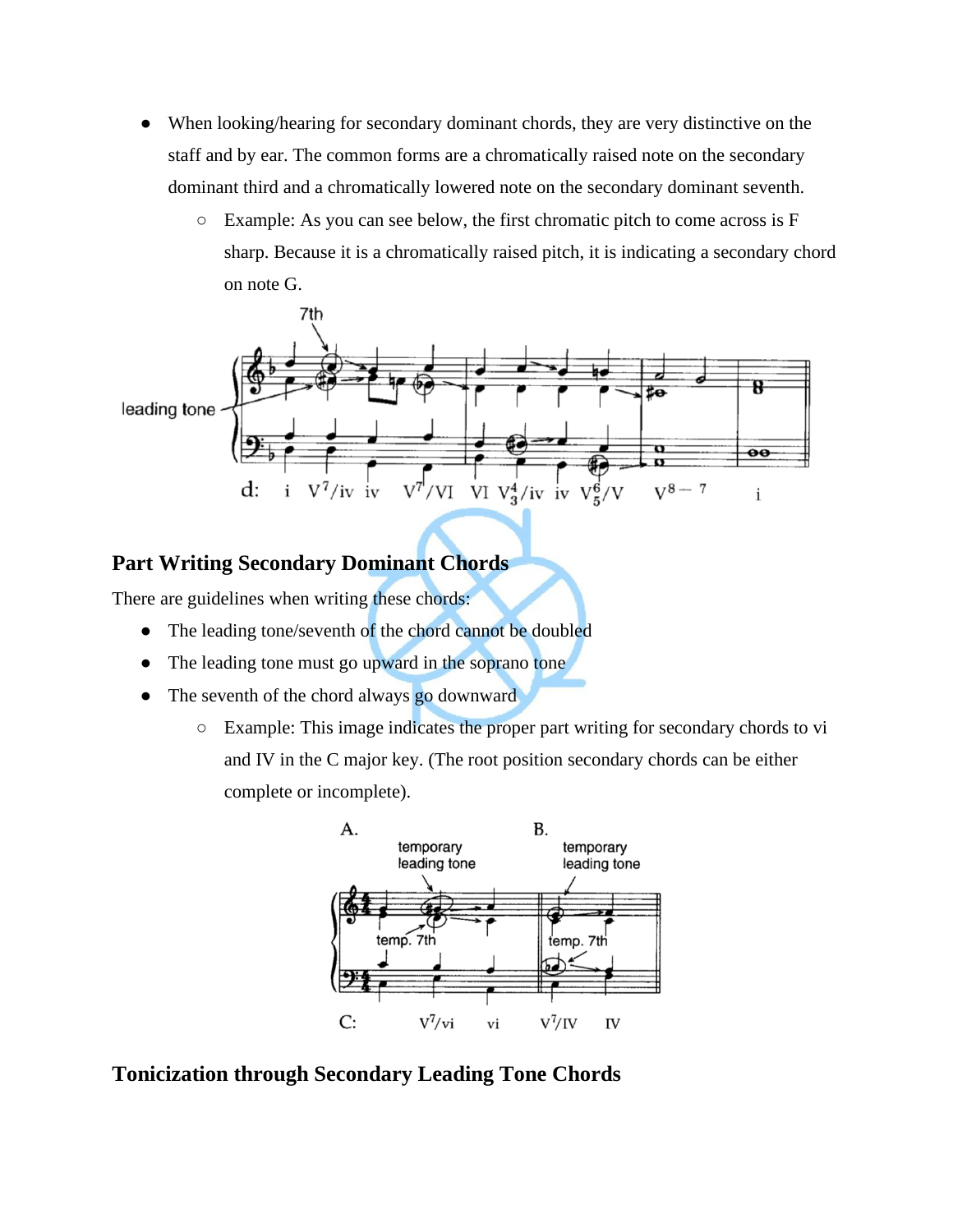- When looking/hearing for secondary dominant chords, they are very distinctive on the staff and by ear. The common forms are a chromatically raised note on the secondary dominant third and a chromatically lowered note on the secondary dominant seventh.
    - Example: As you can see below, the first chromatic pitch to come across is F sharp. Because it is a chromatically raised pitch, it is indicating a secondary chord on note G.

## Part Writing Secondary Dominant Chords

There are guidelines when writing these chords:

- The leading tone/seventh of the chord cannot be doubled
- The leading tone must go upward in the soprano tone
- The seventh of the chord always go downward
    - Example: This image indicates the proper part writing for secondary chords to vi and IV in the C major key. (The root position secondary chords can be either complete or incomplete).

## Tonicization through Secondary Leading Tone Chords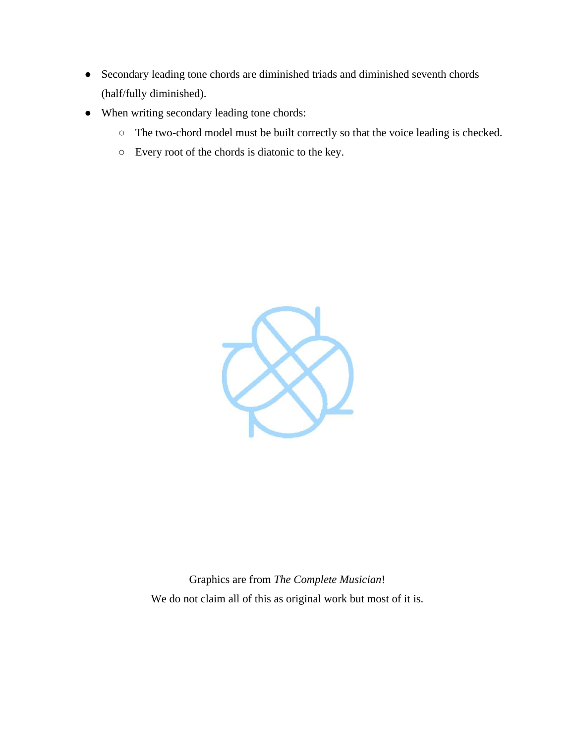- Secondary leading tone chords are diminished triads and diminished seventh chords (half/fully diminished).
- When writing secondary leading tone chords:
  - The two-chord model must be built correctly so that the voice leading is checked.
  - Every root of the chords is diatonic to the key.

Graphics are from *The Complete Musician*!

We do not claim all of this as original work but most of it is.